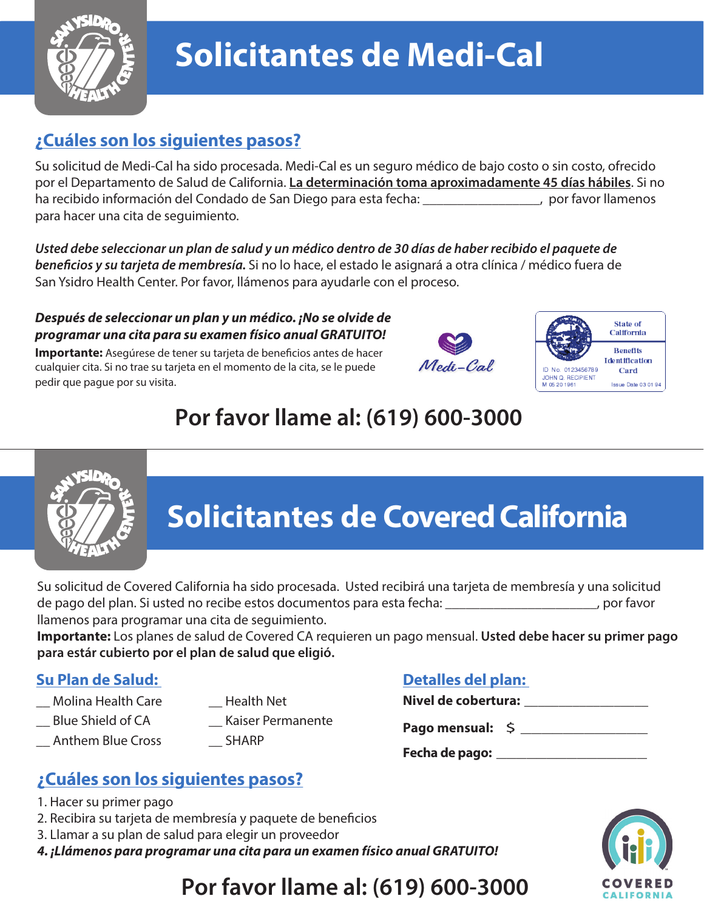# Solicitantes de Medi-Cal

## ¿Cuáles son los siguientes pasos?

Su solicitud de Medi-Cal ha sido procesada. Medi-Cal es un seguro médico de bajo costo o sin costo, ofrecido por el Departamento de Salud de California. **La determinación toma aproximadamente 45 días hábiles**. Si no ha recibido información del Condado de San Diego para esta fecha: _________________, por favor llamenos para hacer una cita de seguimiento.

***Usted debe seleccionar un plan de salud y un médico dentro de 30 días de haber recibido el paquete de beneficios y su tarjeta de membresía.*** Si no lo hace, el estado le asignará a otra clínica / médico fuera de San Ysidro Health Center. Por favor, llámenos para ayudarle con el proceso.

***Después de seleccionar un plan y un médico. ¡No se olvide de programar una cita para su examen físico anual GRATUITO!***

**Importante:** Asegúrese de tener su tarjeta de beneficios antes de hacer cualquier cita. Si no trae su tarjeta en el momento de la cita, se le puede pedir que pague por su visita.

## Por favor llame al: (619) 600-3000

---

# Solicitantes de Covered California

Su solicitud de Covered California ha sido procesada. Usted recibirá una tarjeta de membresía y una solicitud de pago del plan. Si usted no recibe estos documentos para esta fecha: ______________________, por favor llamenos para programar una cita de seguimiento.

**Importante:** Los planes de salud de Covered CA requieren un pago mensual. **Usted debe hacer su primer pago para estár cubierto por el plan de salud que eligió.**

## Su Plan de Salud:

- __ Molina Health Care
- __ Blue Shield of CA
- __ Anthem Blue Cross
- __ Health Net
- __ Kaiser Permanente
- __ SHARP

## Detalles del plan:

**Nivel de cobertura:** __________________

**Pago mensual:** $ __________________

**Fecha de pago:** ______________________

## ¿Cuáles son los siguientes pasos?

1. Hacer su primer pago
2. Recibira su tarjeta de membresía y paquete de beneficios
3. Llamar a su plan de salud para elegir un proveedor
4. ***¡Llámenos para programar una cita para un examen físico anual GRATUITO!***

## Por favor llame al: (619) 600-3000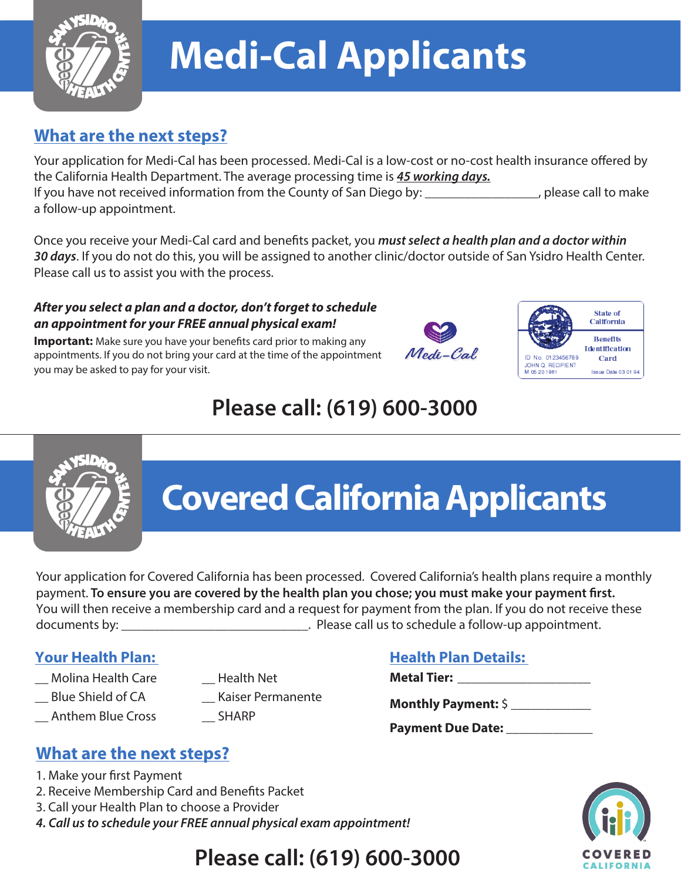# Medi-Cal Applicants

## What are the next steps?

Your application for Medi-Cal has been processed. Medi-Cal is a low-cost or no-cost health insurance offered by the California Health Department. The average processing time is ***45 working days.***
If you have not received information from the County of San Diego by: _________________, please call to make a follow-up appointment.

Once you receive your Medi-Cal card and benefits packet, you ***must select a health plan and a doctor within 30 days***. If you do not do this, you will be assigned to another clinic/doctor outside of San Ysidro Health Center. Please call us to assist you with the process.

***After you select a plan and a doctor, don't forget to schedule an appointment for your FREE annual physical exam!***

**Important:** Make sure you have your benefits card prior to making any appointments. If you do not bring your card at the time of the appointment you may be asked to pay for your visit.

Medi-Cal

State of California
Benefits Identification Card
ID No. 0123456789
JOHN Q. RECIPIENT
M 05 20 1961
Issue Date 03 01 94

**Please call: (619) 600-3000**

# Covered California Applicants

Your application for Covered California has been processed. Covered California's health plans require a monthly payment. **To ensure you are covered by the health plan you chose; you must make your payment first.** You will then receive a membership card and a request for payment from the plan. If you do not receive these documents by: ____________________________. Please call us to schedule a follow-up appointment.

## Your Health Plan:

__ Molina Health Care
__ Blue Shield of CA
__ Anthem Blue Cross
__ Health Net
__ Kaiser Permanente
__ SHARP

## Health Plan Details:

**Metal Tier:** ____________________

**Monthly Payment:** $ ____________

**Payment Due Date:** _____________

## What are the next steps?

1. Make your first Payment
2. Receive Membership Card and Benefits Packet
3. Call your Health Plan to choose a Provider
4. ***Call us to schedule your FREE annual physical exam appointment!***

**Please call: (619) 600-3000**

COVERED CALIFORNIA